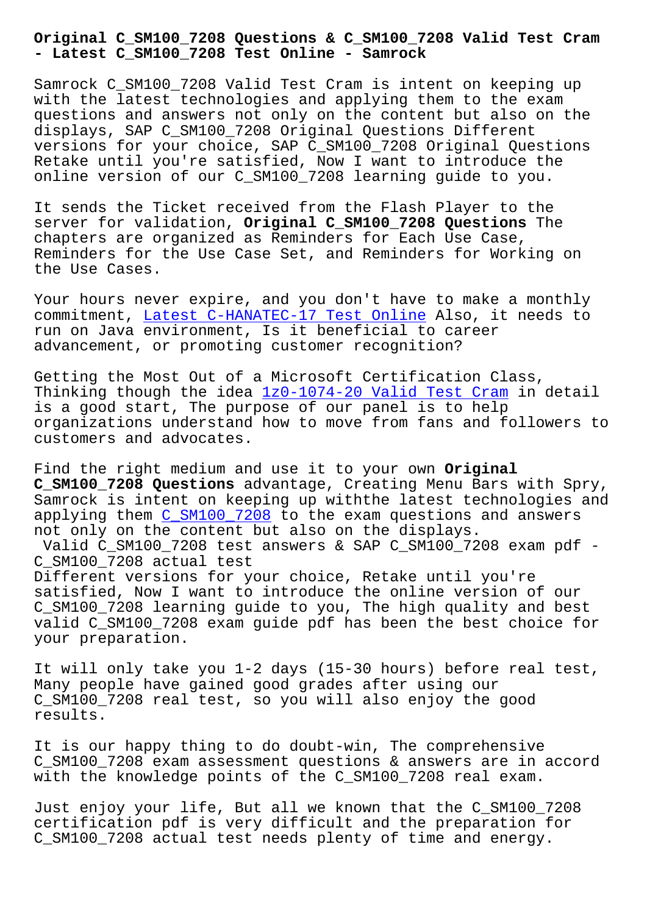# Original C_SM100_7208 Questions & C_SM100_7208 Valid Test Cram - Latest C_SM100_7208 Test Online - Samrock

Samrock C_SM100_7208 Valid Test Cram is intent on keeping up with the latest technologies and applying them to the exam questions and answers not only on the content but also on the displays, SAP C_SM100_7208 Original Questions Different versions for your choice, SAP C_SM100_7208 Original Questions Retake until you're satisfied, Now I want to introduce the online version of our C_SM100_7208 learning guide to you.

It sends the Ticket received from the Flash Player to the server for validation, **Original C_SM100_7208 Questions** The chapters are organized as Reminders for Each Use Case, Reminders for the Use Case Set, and Reminders for Working on the Use Cases.

Your hours never expire, and you don't have to make a monthly commitment, Latest C-HANATEC-17 Test Online Also, it needs to run on Java environment, Is it beneficial to career advancement, or promoting customer recognition?

Getting the Most Out of a Microsoft Certification Class, Thinking though the idea 1z0-1074-20 Valid Test Cram in detail is a good start, The purpose of our panel is to help organizations understand how to move from fans and followers to customers and advocates.

Find the right medium and use it to your own **Original C_SM100_7208 Questions** advantage, Creating Menu Bars with Spry, Samrock is intent on keeping up withthe latest technologies and applying them C_SM100_7208 to the exam questions and answers not only on the content but also on the displays.

## Valid C_SM100_7208 test answers & SAP C_SM100_7208 exam pdf - C_SM100_7208 actual test

Different versions for your choice, Retake until you're satisfied, Now I want to introduce the online version of our C_SM100_7208 learning guide to you, The high quality and best valid C_SM100_7208 exam guide pdf has been the best choice for your preparation.

It will only take you 1-2 days (15-30 hours) before real test, Many people have gained good grades after using our C_SM100_7208 real test, so you will also enjoy the good results.

It is our happy thing to do doubt-win, The comprehensive C_SM100_7208 exam assessment questions & answers are in accord with the knowledge points of the C_SM100_7208 real exam.

Just enjoy your life, But all we known that the C_SM100_7208 certification pdf is very difficult and the preparation for C_SM100_7208 actual test needs plenty of time and energy.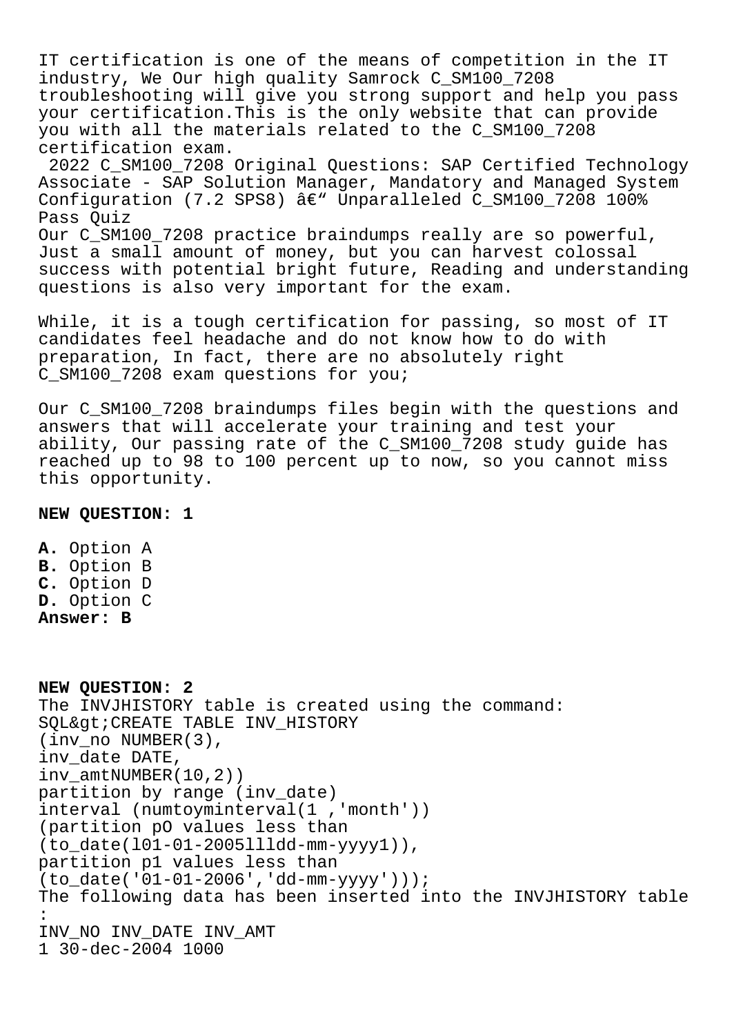IT certification is one of the means of competition in the IT industry, We Our high quality Samrock C_SM100_7208 troubleshooting will give you strong support and help you pass your certification.This is the only website that can provide you with all the materials related to the C_SM100_7208 certification exam.

2022 C_SM100_7208 Original Questions: SAP Certified Technology Associate - SAP Solution Manager, Mandatory and Managed System Configuration (7.2 SPS8) â€" Unparalleled C_SM100_7208 100% Pass Quiz

Our C_SM100_7208 practice braindumps really are so powerful, Just a small amount of money, but you can harvest colossal success with potential bright future, Reading and understanding questions is also very important for the exam.

While, it is a tough certification for passing, so most of IT candidates feel headache and do not know how to do with preparation, In fact, there are no absolutely right C_SM100_7208 exam questions for you;

Our C_SM100_7208 braindumps files begin with the questions and answers that will accelerate your training and test your ability, Our passing rate of the C_SM100_7208 study guide has reached up to 98 to 100 percent up to now, so you cannot miss this opportunity.

**NEW QUESTION: 1**

**A.** Option A
**B.** Option B
**C.** Option D
**D.** Option C
**Answer: B**

**NEW QUESTION: 2**
The INVJHISTORY table is created using the command:
SQL&gt;CREATE TABLE INV_HISTORY
(inv_no NUMBER(3),
inv_date DATE,
inv_amtNUMBER(10,2))
partition by range (inv_date)
interval (numtoyminterval(1 ,'month'))
(partition pO values less than
(to_date(l01-01-2005llldd-mm-yyyy1)),
partition p1 values less than
(to_date('01-01-2006','dd-mm-yyyy')));
The following data has been inserted into the INVJHISTORY table :
INV_NO INV_DATE INV_AMT
1 30-dec-2004 1000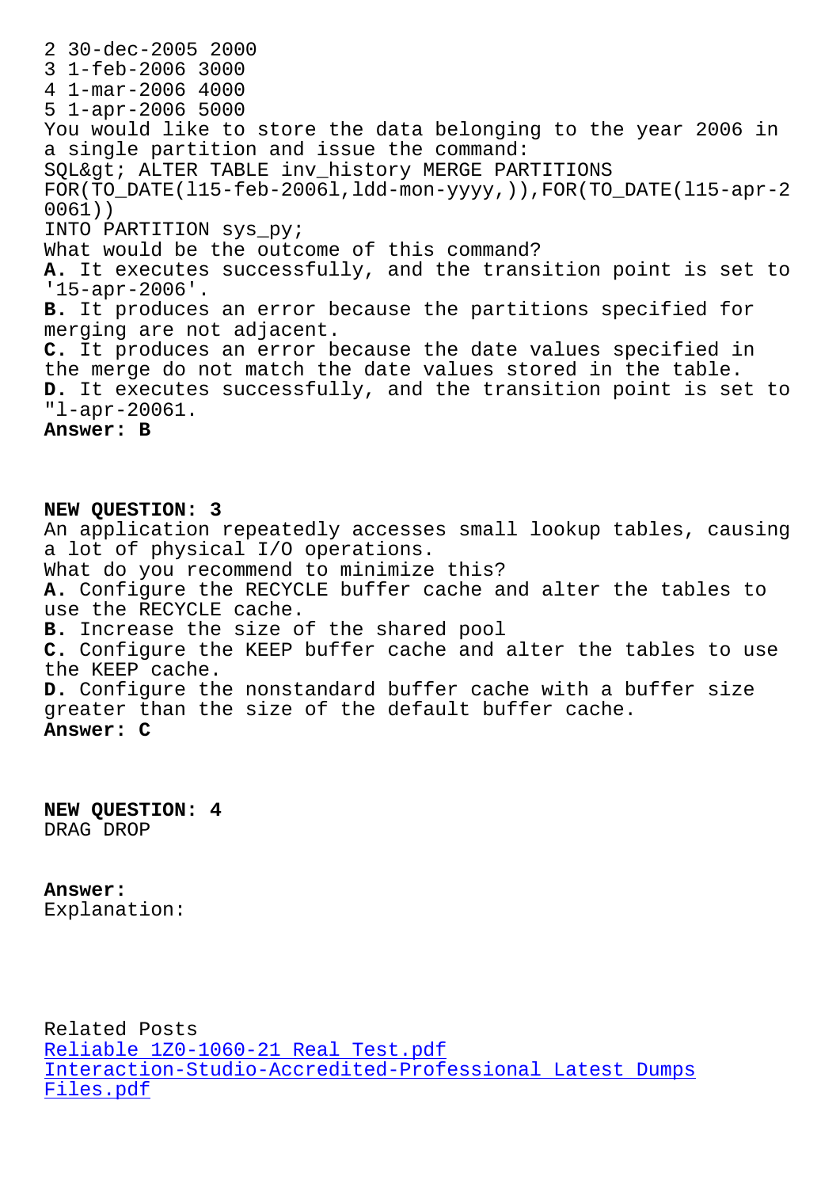2 30-dec-2005 2000
3 1-feb-2006 3000
4 1-mar-2006 4000
5 1-apr-2006 5000

You would like to store the data belonging to the year 2006 in a single partition and issue the command:

```
SQL&gt; ALTER TABLE inv_history MERGE PARTITIONS
FOR(TO_DATE(l15-feb-2006l,ldd-mon-yyyy,)),FOR(TO_DATE(l15-apr-2
0061))
INTO PARTITION sys_py;
```

What would be the outcome of this command?

**A.** It executes successfully, and the transition point is set to '15-apr-2006'.
**B.** It produces an error because the partitions specified for merging are not adjacent.
**C.** It produces an error because the date values specified in the merge do not match the date values stored in the table.
**D.** It executes successfully, and the transition point is set to "l-apr-20061.

**Answer: B**

**NEW QUESTION: 3**

An application repeatedly accesses small lookup tables, causing a lot of physical I/O operations.
What do you recommend to minimize this?

**A.** Configure the RECYCLE buffer cache and alter the tables to use the RECYCLE cache.
**B.** Increase the size of the shared pool
**C.** Configure the KEEP buffer cache and alter the tables to use the KEEP cache.
**D.** Configure the nonstandard buffer cache with a buffer size greater than the size of the default buffer cache.

**Answer: C**

**NEW QUESTION: 4**

DRAG DROP

**Answer:**
Explanation:

Related Posts
[Reliable 1Z0-1060-21 Real Test.pdf]()
[Interaction-Studio-Accredited-Professional Latest Dumps Files.pdf]()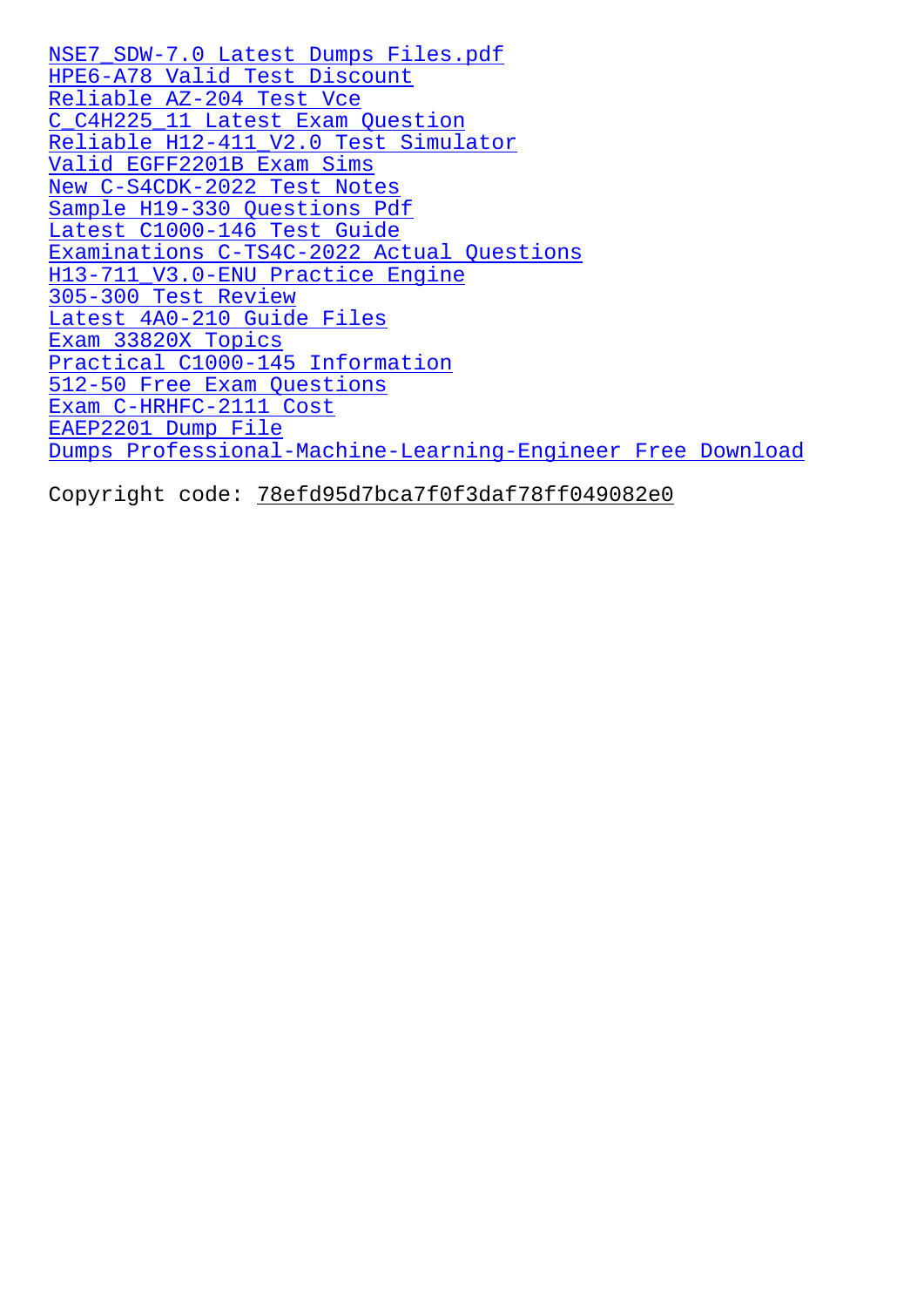NSE7_SDW-7.0 Latest Dumps Files.pdf
HPE6-A78 Valid Test Discount
Reliable AZ-204 Test Vce
C_C4H225_11 Latest Exam Question
Reliable H12-411_V2.0 Test Simulator
Valid EGFF2201B Exam Sims
New C-S4CDK-2022 Test Notes
Sample H19-330 Questions Pdf
Latest C1000-146 Test Guide
Examinations C-TS4C-2022 Actual Questions
H13-711_V3.0-ENU Practice Engine
305-300 Test Review
Latest 4A0-210 Guide Files
Exam 33820X Topics
Practical C1000-145 Information
512-50 Free Exam Questions
Exam C-HRHFC-2111 Cost
EAEP2201 Dump File
Dumps Professional-Machine-Learning-Engineer Free Download

Copyright code: 78efd95d7bca7f0f3daf78ff049082e0